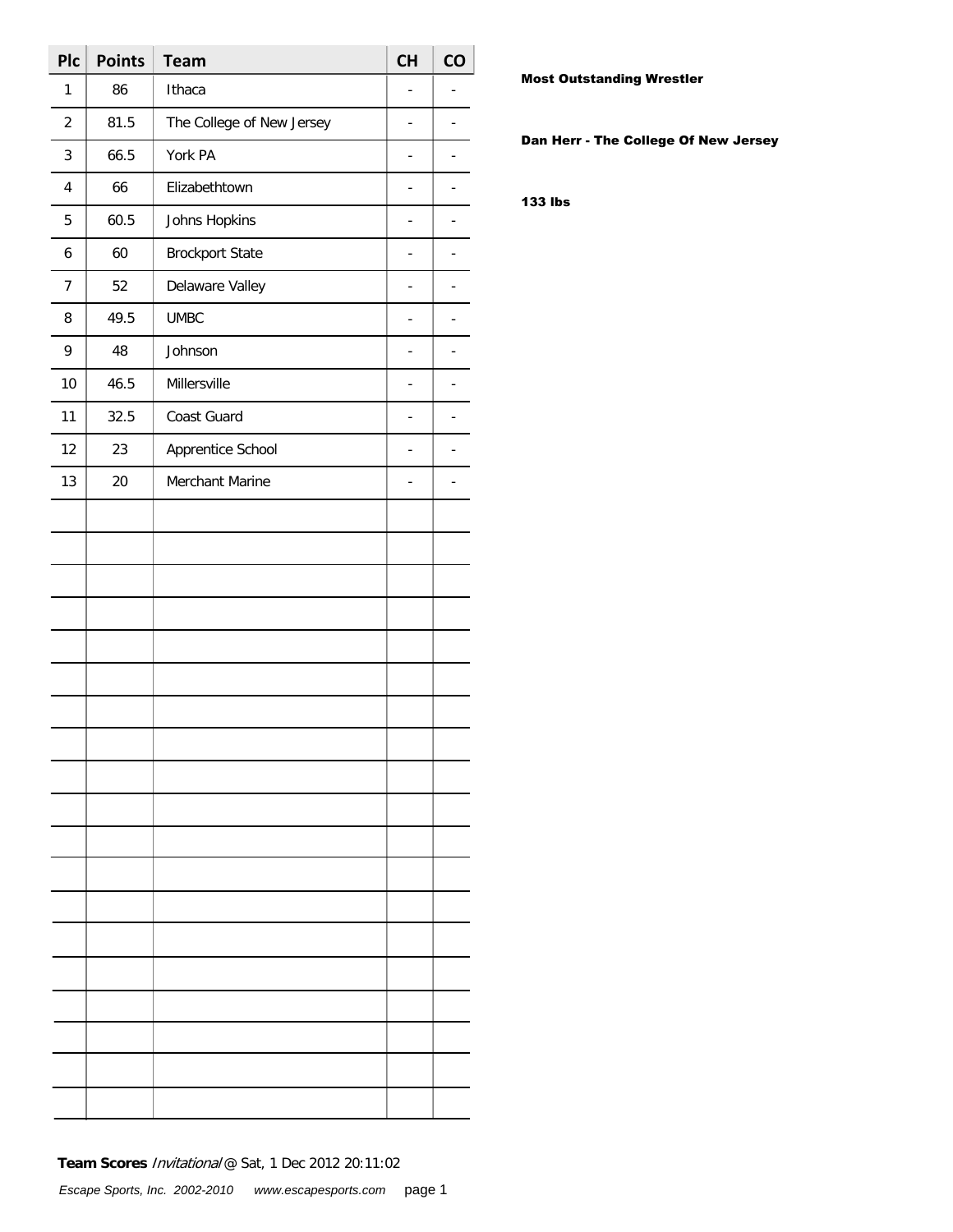| Plc | Points | Team | CH | CO |
|---|---|---|---|---|
| 1 | 86 | Ithaca | - | - |
| 2 | 81.5 | The College of New Jersey | - | - |
| 3 | 66.5 | York PA | - | - |
| 4 | 66 | Elizabethtown | - | - |
| 5 | 60.5 | Johns Hopkins | - | - |
| 6 | 60 | Brockport State | - | - |
| 7 | 52 | Delaware Valley | - | - |
| 8 | 49.5 | UMBC | - | - |
| 9 | 48 | Johnson | - | - |
| 10 | 46.5 | Millersville | - | - |
| 11 | 32.5 | Coast Guard | - | - |
| 12 | 23 | Apprentice School | - | - |
| 13 | 20 | Merchant Marine | - | - |

**Most Outstanding Wrestler**

**Dan Herr - The College Of New Jersey**

**133 lbs**

**Team Scores** *Invitational* @ Sat, 1 Dec 2012 20:11:02

*Escape Sports, Inc. 2002-2010 www.escapesports.com*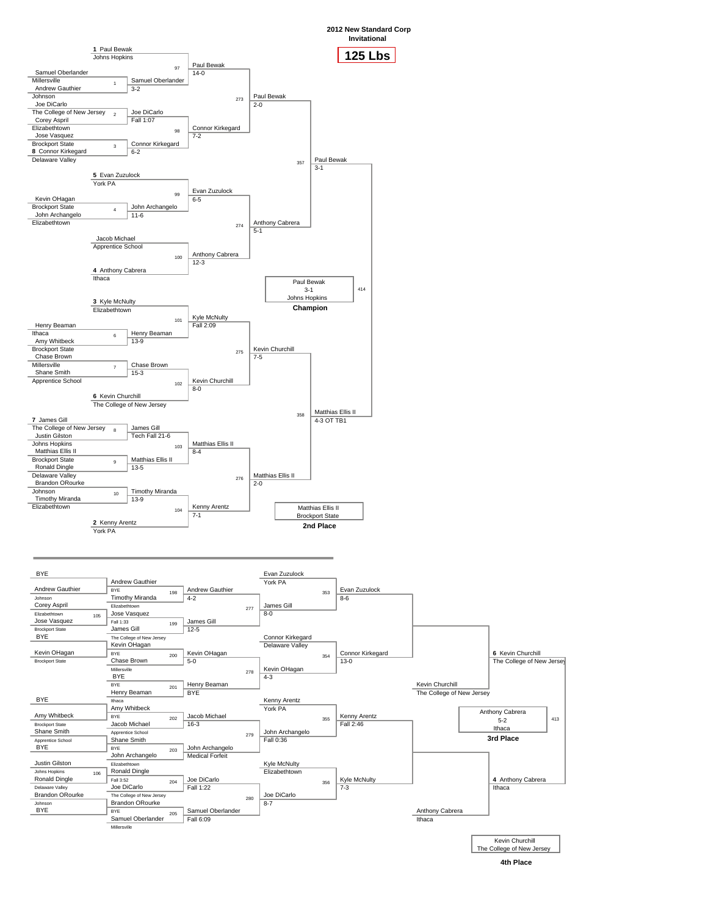# 2012 New Standard Corp Invitational

## 125 Lbs

### Championship Bracket

**First Round**

| Bout | Wrestler 1 | Wrestler 2 | Winner | Result |
|---|---|---|---|---|
| 1 | Samuel Oberlander (Millersville) | Andrew Gauthier (Johnson) | Samuel Oberlander | 3-2 |
| 2 | Joe DiCarlo (The College of New Jersey) | Corey Aspril (Elizabethtown) | Joe DiCarlo | Fall 1:07 |
| 3 | Jose Vasquez (Brockport State) | 8 Connor Kirkegard (Delaware Valley) | Connor Kirkegard | 6-2 |
| 4 | Kevin OHagan (Brockport State) | John Archangelo (Elizabethtown) | John Archangelo | 11-6 |
| 6 | Henry Beaman (Ithaca) | Amy Whitbeck (Brockport State) | Henry Beaman | 13-9 |
| 7 | Chase Brown (Millersville) | Shane Smith (Apprentice School) | Chase Brown | 15-3 |
| 8 | 7 James Gill (The College of New Jersey) | Justin Gilston (Johns Hopkins) | James Gill | Tech Fall 21-6 |
| 9 | Matthias Ellis II (Brockport State) | Ronald Dingle (Delaware Valley) | Matthias Ellis II | 13-5 |
| 10 | Brandon ORourke (Johnson) | Timothy Miranda (Elizabethtown) | Timothy Miranda | 13-9 |

**Second Round**

| Bout | Wrestler 1 | Wrestler 2 | Winner | Result |
|---|---|---|---|---|
| 97 | 1 Paul Bewak (Johns Hopkins) | Samuel Oberlander | Paul Bewak | 14-0 |
| 98 | Joe DiCarlo | Connor Kirkegard | Connor Kirkegard | 7-2 |
| 99 | 5 Evan Zuzulock (York PA) | John Archangelo | Evan Zuzulock | 6-5 |
| 100 | Jacob Michael (Apprentice School) | 4 Anthony Cabrera (Ithaca) | Anthony Cabrera | 12-3 |
| 101 | 3 Kyle McNulty (Elizabethtown) | Henry Beaman | Kyle McNulty | Fall 2:09 |
| 102 | Chase Brown | 6 Kevin Churchill (The College of New Jersey) | Kevin Churchill | 8-0 |
| 103 | James Gill | Matthias Ellis II | Matthias Ellis II | 8-4 |
| 104 | Timothy Miranda | 2 Kenny Arentz (York PA) | Kenny Arentz | 7-1 |

**Quarterfinals**

| Bout | Wrestler 1 | Wrestler 2 | Winner | Result |
|---|---|---|---|---|
| 273 | Paul Bewak | Connor Kirkegard | Paul Bewak | 2-0 |
| 274 | Evan Zuzulock | Anthony Cabrera | Anthony Cabrera | 5-1 |
| 275 | Kyle McNulty | Kevin Churchill | Kevin Churchill | 7-5 |
| 276 | Matthias Ellis II | Kenny Arentz | Matthias Ellis II | 2-0 |

**Semifinals**

| Bout | Wrestler 1 | Wrestler 2 | Winner | Result |
|---|---|---|---|---|
| 357 | Paul Bewak | Anthony Cabrera | Paul Bewak | 3-1 |
| 358 | Kevin Churchill | Matthias Ellis II | Matthias Ellis II | 4-3 OT TB1 |

**Final (414)**

- **Champion:** Paul Bewak, Johns Hopkins — 3-1
- **2nd Place:** Matthias Ellis II, Brockport State

### Consolation Bracket

**Consolation Round 1**

| Bout | Wrestler 1 | Wrestler 2 | Winner | Result |
|---|---|---|---|---|
| 105 | Corey Aspril (Elizabethtown) | Jose Vasquez (Brockport State) | Jose Vasquez | Fall 1:33 |
| 106 | Justin Gilston (Johns Hopkins) | Ronald Dingle (Delaware Valley) | Ronald Dingle | Fall 3:52 |

**Consolation Round 2**

| Bout | Wrestler 1 | Wrestler 2 | Winner | Result |
|---|---|---|---|---|
| 198 | Andrew Gauthier (Johnson) | Timothy Miranda (Elizabethtown) | Andrew Gauthier | 4-2 |
| 199 | Jose Vasquez | James Gill (The College of New Jersey) | James Gill | 12-5 |
| 200 | Kevin OHagan (Brockport State) | Chase Brown (Millersville) | Kevin OHagan | 5-0 |
| 201 | BYE | Henry Beaman (Ithaca) | Henry Beaman | BYE |
| 202 | Amy Whitbeck (Brockport State) | Jacob Michael (Apprentice School) | Jacob Michael | 16-3 |
| 203 | Shane Smith (Apprentice School) | John Archangelo (Elizabethtown) | John Archangelo | Medical Forfeit |
| 204 | Ronald Dingle | Joe DiCarlo (The College of New Jersey) | Joe DiCarlo | Fall 1:22 |
| 205 | Brandon ORourke (Johnson) | Samuel Oberlander (Millersville) | Samuel Oberlander | Fall 6:09 |

**Consolation Round 3**

| Bout | Wrestler 1 | Wrestler 2 | Winner | Result |
|---|---|---|---|---|
| 277 | Andrew Gauthier | James Gill | James Gill | 8-0 |
| 278 | Kevin OHagan | Henry Beaman | Kevin OHagan | 4-3 |
| 279 | Jacob Michael | John Archangelo | John Archangelo | Fall 0:36 |
| 280 | Joe DiCarlo | Samuel Oberlander | Joe DiCarlo | 8-7 |

**Consolation Round 4**

| Bout | Wrestler 1 | Wrestler 2 | Winner | Result |
|---|---|---|---|---|
| 353 | Evan Zuzulock (York PA) | James Gill | Evan Zuzulock | 8-6 |
| 354 | Connor Kirkegard (Delaware Valley) | Kevin OHagan | Connor Kirkegard | 13-0 |
| 355 | Kenny Arentz (York PA) | John Archangelo | Kenny Arentz | Fall 2:46 |
| 356 | Kyle McNulty (Elizabethtown) | Joe DiCarlo | Kyle McNulty | 7-3 |

**Consolation Semifinals**

- Kevin Churchill, The College of New Jersey
- Anthony Cabrera, Ithaca

**3rd Place Match (413)**

- 6 Kevin Churchill, The College of New Jersey
- 4 Anthony Cabrera, Ithaca

- **3rd Place:** Anthony Cabrera, Ithaca — 5-2
- **4th Place:** Kevin Churchill, The College of New Jersey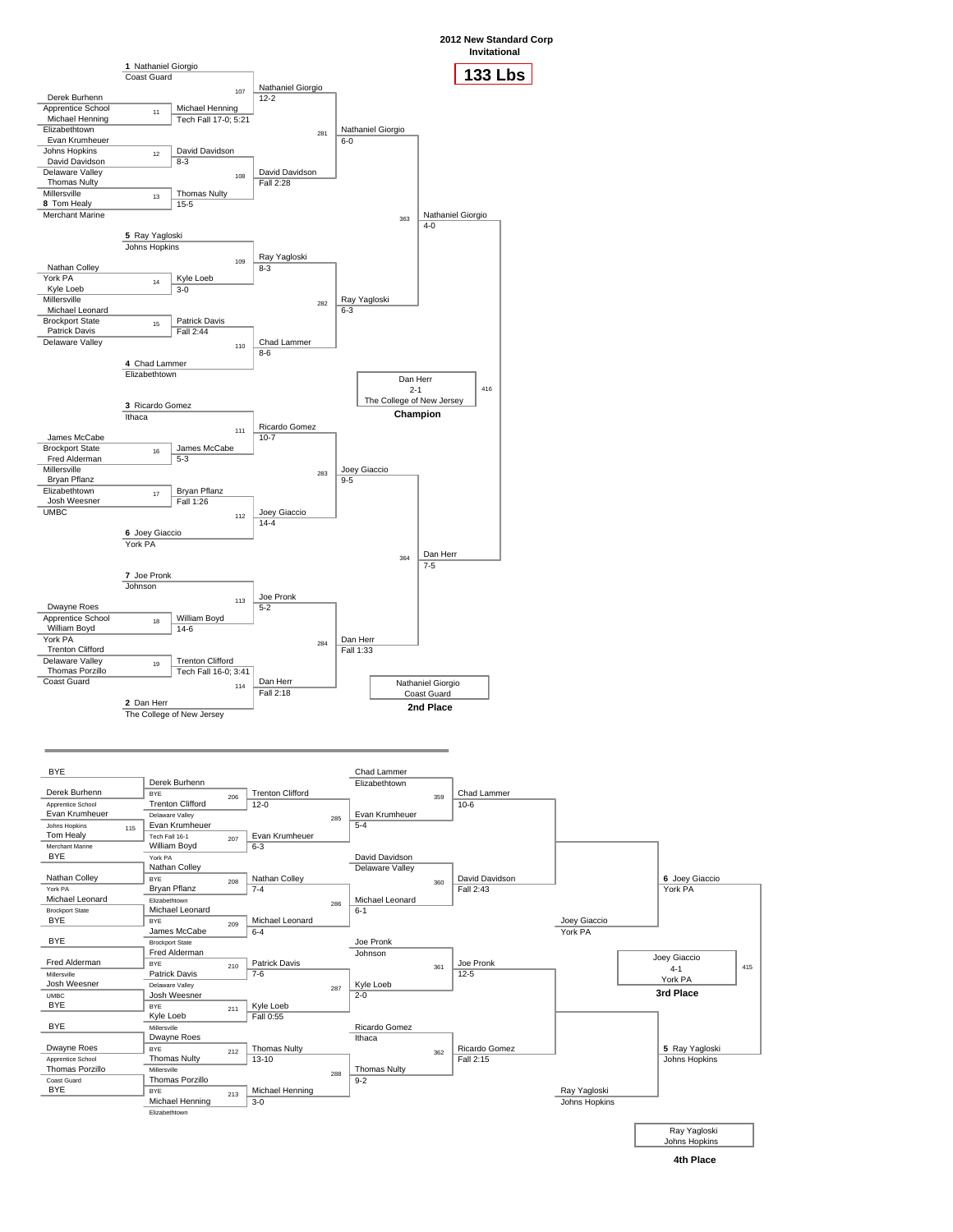# 2012 New Standard Corp Invitational

## 133 Lbs

### Championship Bracket

**First Round**

| Bout | Wrestler 1 | Wrestler 2 | Winner | Result |
|---|---|---|---|---|
| 107 | 1 Nathaniel Giorgio (Coast Guard) | | Nathaniel Giorgio | 12-2 |
| 11 | Derek Burhenn (Apprentice School) | Michael Henning (Elizabethtown) | Michael Henning | Tech Fall 17-0; 5:21 |
| 12 | Evan Krumheuer (Johns Hopkins) | David Davidson (Delaware Valley) | David Davidson | 8-3 |
| 108 | | | David Davidson | Fall 2:28 |
| 13 | Thomas Nulty (Millersville) | 8 Tom Healy (Merchant Marine) | Thomas Nulty | 15-5 |
| 109 | 5 Ray Yagloski (Johns Hopkins) | | Ray Yagloski | 8-3 |
| 14 | Nathan Colley (York PA) | Kyle Loeb (Millersville) | Kyle Loeb | 3-0 |
| 15 | Michael Leonard (Brockport State) | Patrick Davis (Delaware Valley) | Patrick Davis | Fall 2:44 |
| 110 | | 4 Chad Lammer (Elizabethtown) | Chad Lammer | 8-6 |
| 111 | 3 Ricardo Gomez (Ithaca) | | Ricardo Gomez | 10-7 |
| 16 | James McCabe (Brockport State) | Fred Alderman (Millersville) | James McCabe | 5-3 |
| 17 | Bryan Pflanz (Elizabethtown) | Josh Weesner (UMBC) | Bryan Pflanz | Fall 1:26 |
| 112 | | 6 Joey Giaccio (York PA) | Joey Giaccio | 14-4 |
| 113 | 7 Joe Pronk (Johnson) | | Joe Pronk | 5-2 |
| 18 | Dwayne Roes (Apprentice School) | William Boyd (York PA) | William Boyd | 14-6 |
| 19 | Trenton Clifford (Delaware Valley) | Thomas Porzillo (Coast Guard) | Trenton Clifford | Tech Fall 16-0; 3:41 |
| 114 | | 2 Dan Herr (The College of New Jersey) | Dan Herr | Fall 2:18 |

**Quarterfinals / Semifinals**

| Bout | Winner | Result |
|---|---|---|
| 281 | Nathaniel Giorgio | 6-0 |
| 282 | Ray Yagloski | 6-3 |
| 283 | Joey Giaccio | 9-5 |
| 284 | Dan Herr | Fall 1:33 |
| 363 | Nathaniel Giorgio | 4-0 |
| 364 | Dan Herr | 7-5 |

**Final (416)**

Dan Herr, 2-1, The College of New Jersey — **Champion**

Nathaniel Giorgio, Coast Guard — **2nd Place**

### Consolation Bracket

| Bout | Wrestler 1 | Wrestler 2 | Winner | Result |
|---|---|---|---|---|
| 115 | Evan Krumheuer (Johns Hopkins) | Tom Healy (Merchant Marine) | Evan Krumheuer | Tech Fall 16-1 |
| 206 | Derek Burhenn (Apprentice School) | Trenton Clifford (Delaware Valley) | Trenton Clifford | 12-0 |
| 207 | Evan Krumheuer | William Boyd (York PA) | Evan Krumheuer | 6-3 |
| 208 | Nathan Colley (York PA) | Bryan Pflanz (Elizabethtown) | Nathan Colley | 7-4 |
| 209 | Michael Leonard (Brockport State) | James McCabe (Brockport State) | Michael Leonard | 6-4 |
| 210 | Fred Alderman (Millersville) | Patrick Davis (Delaware Valley) | Patrick Davis | 7-6 |
| 211 | Josh Weesner (UMBC) | Kyle Loeb (Millersville) | Kyle Loeb | Fall 0:55 |
| 212 | Dwayne Roes (Apprentice School) | Thomas Nulty (Millersville) | Thomas Nulty | 13-10 |
| 213 | Thomas Porzillo (Coast Guard) | Michael Henning (Elizabethtown) | Michael Henning | 3-0 |
| 285 | Trenton Clifford | Evan Krumheuer | Evan Krumheuer | 5-4 |
| 286 | Nathan Colley | Michael Leonard | Michael Leonard | 6-1 |
| 287 | Patrick Davis | Kyle Loeb | Kyle Loeb | 2-0 |
| 288 | Thomas Nulty | Michael Henning | Thomas Nulty | 9-2 |
| 359 | Chad Lammer (Elizabethtown) | Evan Krumheuer | Chad Lammer | 10-6 |
| 360 | David Davidson (Delaware Valley) | Michael Leonard | David Davidson | Fall 2:43 |
| 361 | Joe Pronk (Johnson) | Kyle Loeb | Joe Pronk | 12-5 |
| 362 | Ricardo Gomez (Ithaca) | Thomas Nulty | Ricardo Gomez | Fall 2:15 |
| | | | Joey Giaccio (York PA) | |
| | | | Ray Yagloski (Johns Hopkins) | |

**3rd Place Match (415)**

6 Joey Giaccio (York PA) vs. 5 Ray Yagloski (Johns Hopkins)

Joey Giaccio, 4-1, York PA — **3rd Place**

Ray Yagloski, Johns Hopkins — **4th Place**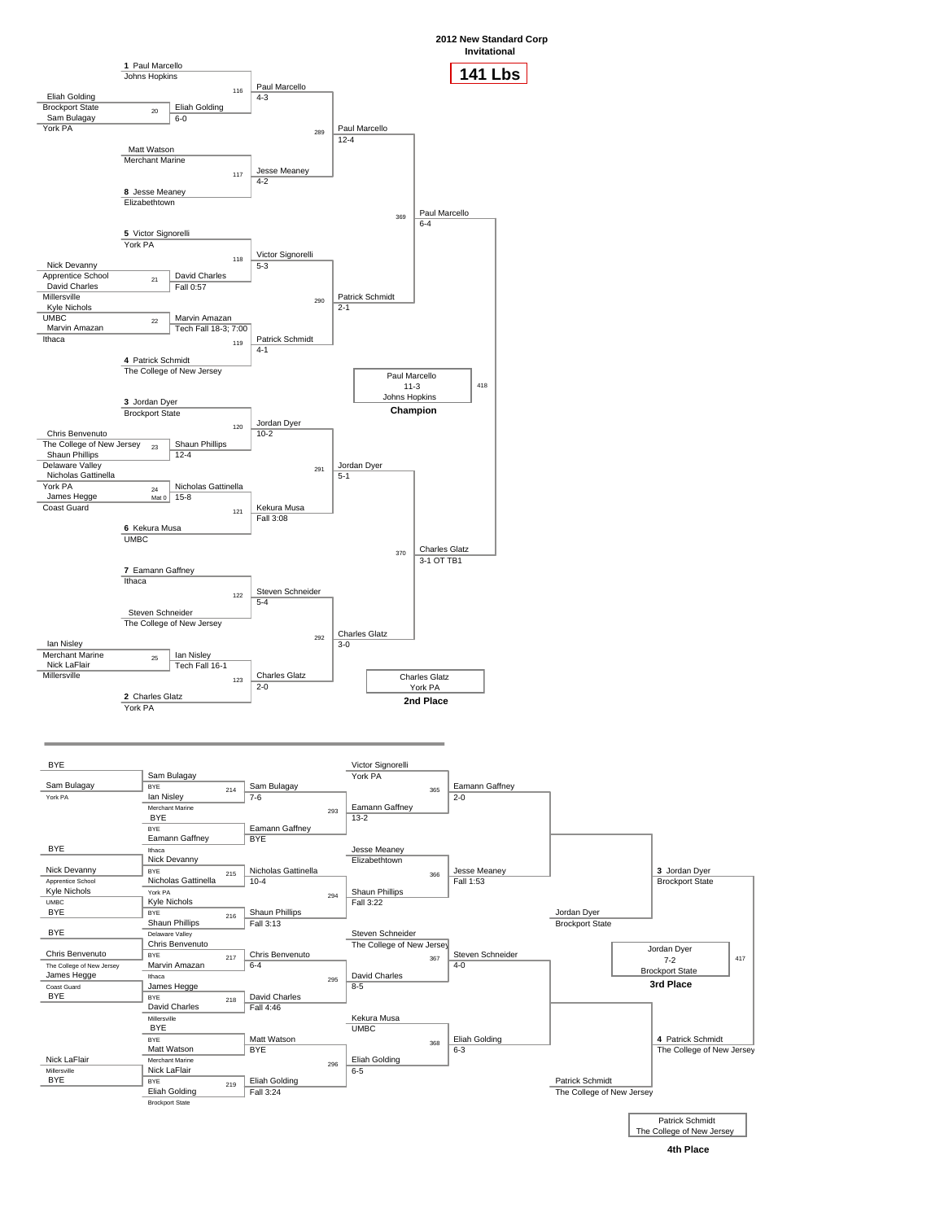# 2012 New Standard Corp Invitational

## 141 Lbs

### Championship Bracket

**Preliminary Round**

| Bout | Wrestler 1 | Wrestler 2 | Winner | Result |
|---|---|---|---|---|
| 20 | Eliah Golding (Brockport State) | Sam Bulagay (York PA) | Eliah Golding | 6-0 |
| 21 | Nick Devanny (Apprentice School) | David Charles (Millersville) | David Charles | Fall 0:57 |
| 22 | Kyle Nichols (UMBC) | Marvin Amazan (Ithaca) | Marvin Amazan | Tech Fall 18-3; 7:00 |
| 23 | Chris Benvenuto (The College of New Jersey) | Shaun Phillips (Delaware Valley) | Shaun Phillips | 12-4 |
| 24 (Mat 0) | Nicholas Gattinella (York PA) | James Hegge (Coast Guard) | Nicholas Gattinella | 15-8 |
| 25 | Ian Nisley (Merchant Marine) | Nick LaFlair (Millersville) | Ian Nisley | Tech Fall 16-1 |

**First Round**

| Bout | Wrestler 1 | Wrestler 2 | Winner | Result |
|---|---|---|---|---|
| 116 | 1 Paul Marcello (Johns Hopkins) | Eliah Golding | Paul Marcello | 4-3 |
| 117 | Matt Watson (Merchant Marine) | 8 Jesse Meaney (Elizabethtown) | Jesse Meaney | 4-2 |
| 118 | 5 Victor Signorelli (York PA) | David Charles | Victor Signorelli | 5-3 |
| 119 | Marvin Amazan | 4 Patrick Schmidt (The College of New Jersey) | Patrick Schmidt | 4-1 |
| 120 | 3 Jordan Dyer (Brockport State) | Shaun Phillips | Jordan Dyer | 10-2 |
| 121 | Nicholas Gattinella | 6 Kekura Musa (UMBC) | Kekura Musa | Fall 3:08 |
| 122 | 7 Eamann Gaffney (Ithaca) | Steven Schneider (The College of New Jersey) | Steven Schneider | 5-4 |
| 123 | Ian Nisley | 2 Charles Glatz (York PA) | Charles Glatz | 2-0 |

**Quarterfinals**

| Bout | Winner | Result |
|---|---|---|
| 289 | Paul Marcello | 12-4 |
| 290 | Patrick Schmidt | 2-1 |
| 291 | Jordan Dyer | 5-1 |
| 292 | Charles Glatz | 3-0 |

**Semifinals**

| Bout | Winner | Result |
|---|---|---|
| 369 | Paul Marcello | 6-4 |
| 370 | Charles Glatz | 3-1 OT TB1 |

**Final (418)**

**Champion:** Paul Marcello, Johns Hopkins, 11-3

**2nd Place:** Charles Glatz, York PA

### Consolation Bracket

**Consolation Preliminary Round**

| Bout | Wrestler 1 | Wrestler 2 | Winner | Result |
|---|---|---|---|---|
| | BYE | Sam Bulagay (York PA) | Sam Bulagay | |
| | BYE | Nick Devanny (Apprentice School) | Nick Devanny | |
| | Kyle Nichols (UMBC) | BYE | Kyle Nichols | |
| | BYE | Chris Benvenuto (The College of New Jersey) | Chris Benvenuto | |
| | James Hegge (Coast Guard) | BYE | James Hegge | |
| | Nick LaFlair (Millersville) | BYE | BYE | |

**Consolation Round 1**

| Bout | Wrestler 1 | Wrestler 2 | Winner | Result |
|---|---|---|---|---|
| 214 | Sam Bulagay | Ian Nisley (Merchant Marine) | Sam Bulagay | 7-6 |
| | BYE | Eamann Gaffney (Ithaca) | Eamann Gaffney | BYE |
| 215 | Nick Devanny | Nicholas Gattinella (York PA) | Nicholas Gattinella | 10-4 |
| 216 | Kyle Nichols | Shaun Phillips (Delaware Valley) | Shaun Phillips | Fall 3:13 |
| 217 | Chris Benvenuto | Marvin Amazan (Ithaca) | Chris Benvenuto | 6-4 |
| 218 | James Hegge | David Charles (Millersville) | David Charles | Fall 4:46 |
| | BYE | Matt Watson (Merchant Marine) | Matt Watson | BYE |
| 219 | Nick LaFlair | Eliah Golding (Brockport State) | Eliah Golding | Fall 3:24 |

**Consolation Round 2**

| Bout | Wrestler 1 | Wrestler 2 | Winner | Result |
|---|---|---|---|---|
| 293 | Sam Bulagay | Eamann Gaffney | Eamann Gaffney | 13-2 |
| 294 | Nicholas Gattinella | Shaun Phillips | Shaun Phillips | Fall 3:22 |
| 295 | Chris Benvenuto | David Charles | David Charles | 8-5 |
| 296 | Matt Watson | Eliah Golding | Eliah Golding | 6-5 |

**Consolation Round 3**

| Bout | Wrestler 1 | Wrestler 2 | Winner | Result |
|---|---|---|---|---|
| 365 | Victor Signorelli (York PA) | Eamann Gaffney | Eamann Gaffney | 2-0 |
| 366 | Jesse Meaney (Elizabethtown) | Shaun Phillips | Jesse Meaney | Fall 1:53 |
| 367 | Steven Schneider (The College of New Jersey) | David Charles | Steven Schneider | 4-0 |
| 368 | Kekura Musa (UMBC) | Eliah Golding | Eliah Golding | 6-3 |

**Consolation Semifinals**

| Winner |
|---|
| Jordan Dyer (Brockport State) |
| Patrick Schmidt (The College of New Jersey) |

**3rd Place Match (417)**

3 Jordan Dyer (Brockport State) vs. 4 Patrick Schmidt (The College of New Jersey)

**3rd Place:** Jordan Dyer, Brockport State, 7-2

**4th Place:** Patrick Schmidt, The College of New Jersey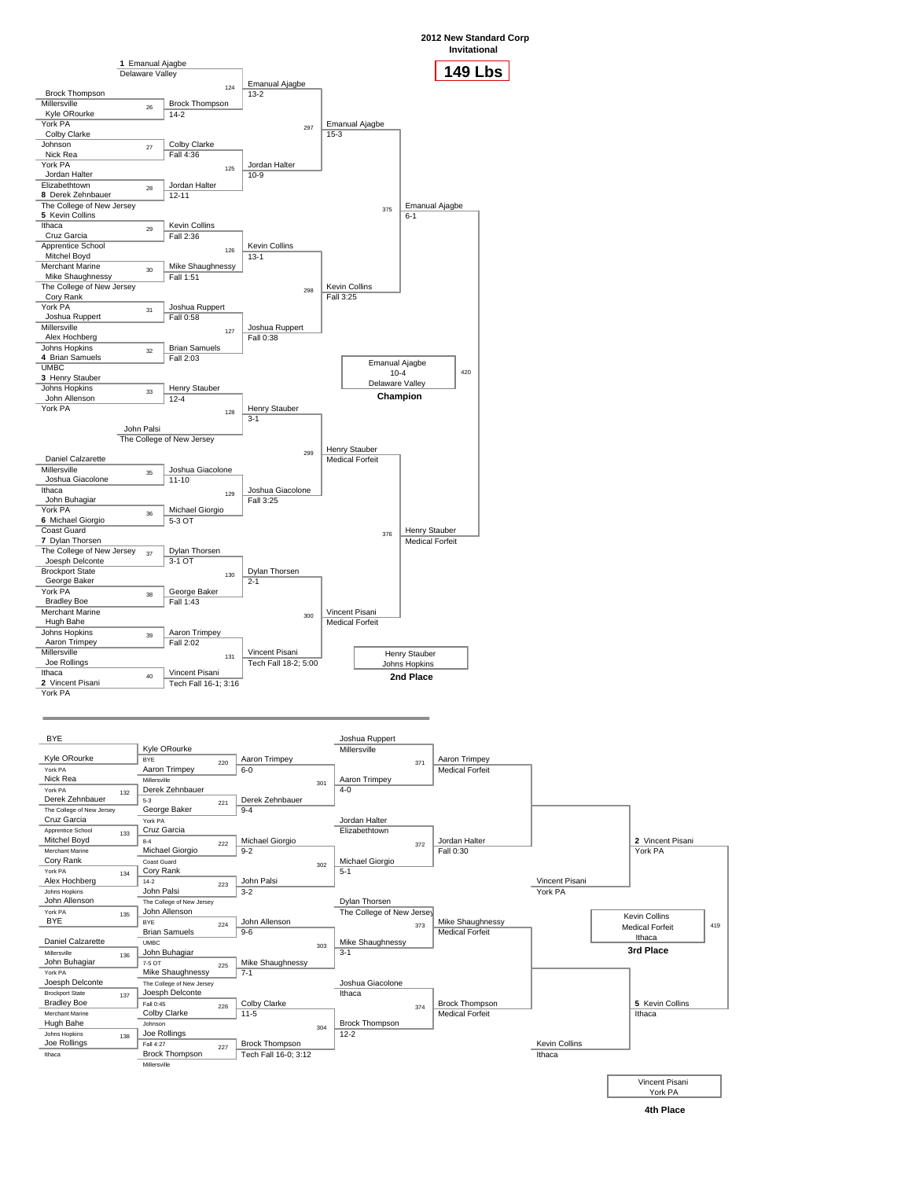# 2012 New Standard Corp Invitational

## 149 Lbs

### Championship Bracket

**First Round**

| Bout | Wrestler | School | Winner | Result |
| --- | --- | --- | --- | --- |
| 124 | 1 Emanual Ajagbe | Delaware Valley | | |
| 26 | Brock Thompson vs Kyle ORourke | Millersville / York PA | Brock Thompson | 14-2 |
| 27 | Colby Clarke vs Nick Rea | Johnson / York PA | Colby Clarke | Fall 4:36 |
| 28 | Jordan Halter vs 8 Derek Zehnbauer | Elizabethtown / The College of New Jersey | Jordan Halter | 12-11 |
| 29 | 5 Kevin Collins vs Cruz Garcia | Ithaca / Apprentice School | Kevin Collins | Fall 2:36 |
| 30 | Mitchel Boyd vs Mike Shaughnessy | Merchant Marine / The College of New Jersey | Mike Shaughnessy | Fall 1:51 |
| 31 | Cory Rank vs Joshua Ruppert | York PA / Millersville | Joshua Ruppert | Fall 0:58 |
| 32 | Alex Hochberg vs 4 Brian Samuels | Johns Hopkins / UMBC | Brian Samuels | Fall 2:03 |
| 33 | 3 Henry Stauber vs John Allenson | Johns Hopkins / York PA | Henry Stauber | 12-4 |
| | John Palsi | The College of New Jersey | | |
| 35 | Daniel Calzarette vs Joshua Giacolone | Millersville / Ithaca | Joshua Giacolone | 11-10 |
| 36 | John Buhagiar vs 6 Michael Giorgio | York PA / Coast Guard | Michael Giorgio | 5-3 OT |
| 37 | 7 Dylan Thorsen vs Joesph Delconte | The College of New Jersey / Brockport State | Dylan Thorsen | 3-1 OT |
| 38 | George Baker vs Bradley Boe | York PA / Merchant Marine | George Baker | Fall 1:43 |
| 39 | Hugh Bahe vs Aaron Trimpey | Johns Hopkins / Millersville | Aaron Trimpey | Fall 2:02 |
| 40 | Joe Rollings vs 2 Vincent Pisani | Ithaca / York PA | Vincent Pisani | Tech Fall 16-1; 3:16 |

**Second Round**

| Bout | Winner | Result |
| --- | --- | --- |
| 124 | Emanual Ajagbe | 13-2 |
| 125 | Jordan Halter | 10-9 |
| 126 | Kevin Collins | 13-1 |
| 127 | Joshua Ruppert | Fall 0:38 |
| 128 | Henry Stauber | 3-1 |
| 129 | Joshua Giacolone | Fall 3:25 |
| 130 | Dylan Thorsen | 2-1 |
| 131 | Vincent Pisani | Tech Fall 18-2; 5:00 |

**Quarterfinals**

| Bout | Winner | Result |
| --- | --- | --- |
| 297 | Emanual Ajagbe | 15-3 |
| 298 | Kevin Collins | Fall 3:25 |
| 299 | Henry Stauber | Medical Forfeit |
| 300 | Vincent Pisani | Medical Forfeit |

**Semifinals**

| Bout | Winner | Result |
| --- | --- | --- |
| 375 | Emanual Ajagbe | 6-1 |
| 376 | Henry Stauber | Medical Forfeit |

**Final (Bout 420)**

**Champion:** Emanual Ajagbe, Delaware Valley, 10-4

**2nd Place:** Henry Stauber, Johns Hopkins

### Consolation Bracket

| Bout | Wrestlers | Winner | Result |
| --- | --- | --- | --- |
| 132 | BYE vs Kyle ORourke (York PA) | Kyle ORourke | BYE |
| 132 | Nick Rea (York PA) vs Derek Zehnbauer (The College of New Jersey) | Derek Zehnbauer | 5-3 |
| 133 | Cruz Garcia (Apprentice School) vs Mitchel Boyd (Merchant Marine) | Cruz Garcia | 8-4 |
| 134 | Cory Rank (York PA) vs Alex Hochberg (Johns Hopkins) | Cory Rank | 14-2 |
| 135 | John Allenson (York PA) vs BYE | John Allenson | BYE |
| 136 | Daniel Calzarette (Millersville) vs John Buhagiar (York PA) | John Buhagiar | 7-5 OT |
| 137 | Joesph Delconte (Brockport State) vs Bradley Boe (Merchant Marine) | Joesph Delconte | Fall 0:45 |
| 138 | Hugh Bahe (Johns Hopkins) vs Joe Rollings (Ithaca) | Joe Rollings | Fall 4:27 |

| Bout | Wrestlers | Winner | Result |
| --- | --- | --- | --- |
| 220 | Kyle ORourke vs Aaron Trimpey (Millersville) | Aaron Trimpey | 6-0 |
| 221 | Derek Zehnbauer vs George Baker (York PA) | Derek Zehnbauer | 9-4 |
| 222 | Cruz Garcia vs Michael Giorgio (Coast Guard) | Michael Giorgio | 9-2 |
| 223 | Cory Rank vs John Palsi (The College of New Jersey) | John Palsi | 3-2 |
| 224 | John Allenson vs Brian Samuels (UMBC) | John Allenson | 9-6 |
| 225 | John Buhagiar vs Mike Shaughnessy (The College of New Jersey) | Mike Shaughnessy | 7-1 |
| 226 | Joesph Delconte vs Colby Clarke (Johnson) | Colby Clarke | 11-5 |
| 227 | Joe Rollings vs Brock Thompson (Millersville) | Brock Thompson | Tech Fall 16-0; 3:12 |

| Bout | Wrestlers | Winner | Result |
| --- | --- | --- | --- |
| 301 | Aaron Trimpey vs Derek Zehnbauer | Aaron Trimpey | 4-0 |
| 302 | Michael Giorgio vs John Palsi | Michael Giorgio | 5-1 |
| 303 | John Allenson vs Mike Shaughnessy | Mike Shaughnessy | 3-1 |
| 304 | Colby Clarke vs Brock Thompson | Brock Thompson | 12-2 |

| Bout | Wrestlers | Winner | Result |
| --- | --- | --- | --- |
| 371 | Joshua Ruppert (Millersville) vs Aaron Trimpey | Aaron Trimpey | Medical Forfeit |
| 372 | Jordan Halter (Elizabethtown) vs Michael Giorgio | Jordan Halter | Fall 0:30 |
| 373 | Dylan Thorsen (The College of New Jersey) vs Mike Shaughnessy | Mike Shaughnessy | Medical Forfeit |
| 374 | Joshua Giacolone (Ithaca) vs Brock Thompson | Brock Thompson | Medical Forfeit |

**Consolation Semifinals:** Vincent Pisani (York PA); Kevin Collins (Ithaca)

**3rd Place (Bout 419):** 2 Vincent Pisani (York PA) vs 5 Kevin Collins (Ithaca) — Kevin Collins, Medical Forfeit, Ithaca

**3rd Place:** Kevin Collins, Ithaca

**4th Place:** Vincent Pisani, York PA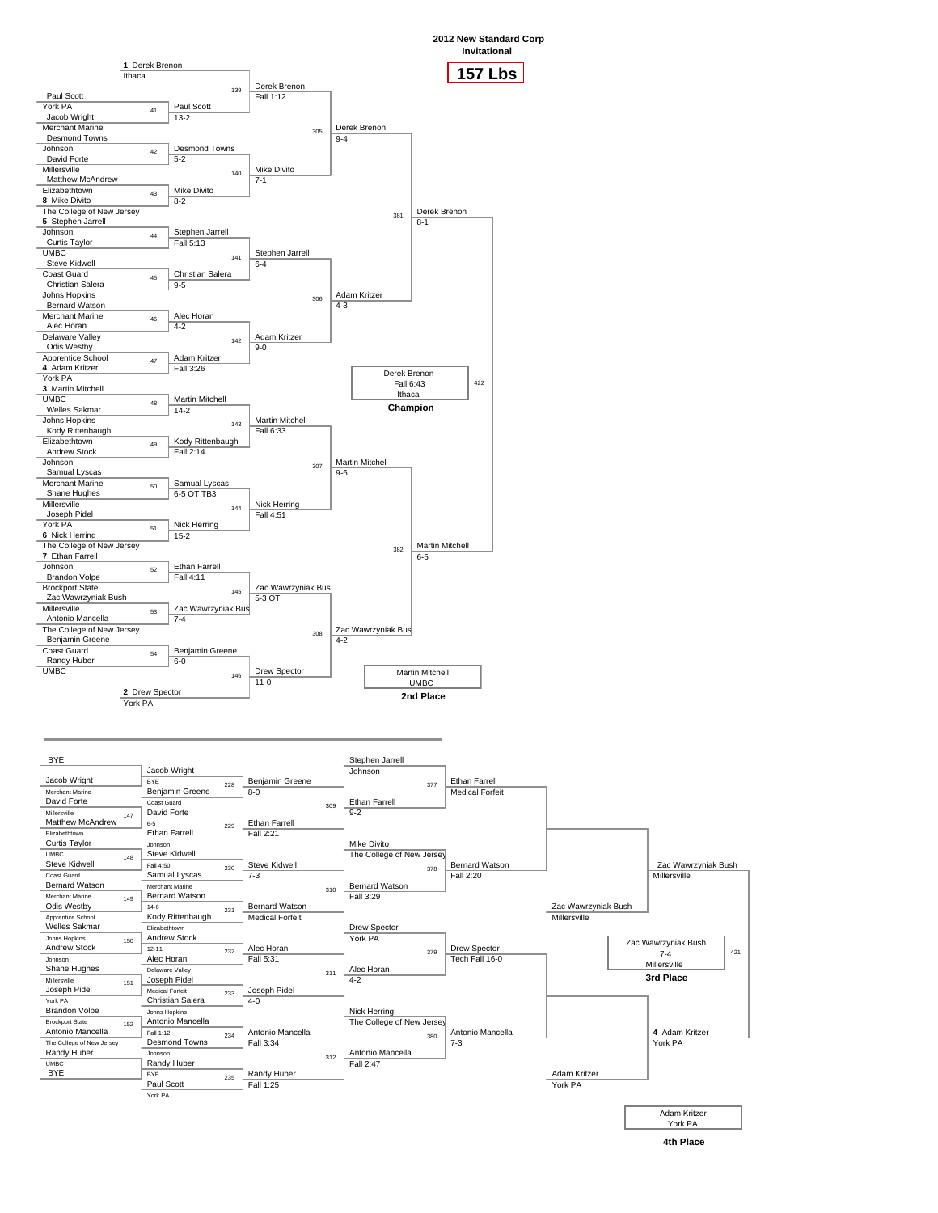# 2012 New Standard Corp Invitational

## 157 Lbs

### Championship Bracket

**First Round**

| Bout | Wrestler 1 | Wrestler 2 | Winner | Result |
|---|---|---|---|---|
| 139 | 1 Derek Brenon (Ithaca) | Bye | Derek Brenon | |
| 41 | Paul Scott (York PA) | Jacob Wright (Merchant Marine) | Paul Scott | 13-2 |
| 42 | Desmond Towns (Johnson) | David Forte (Millersville) | Desmond Towns | 5-2 |
| 43 | Matthew McAndrew (Elizabethtown) | 8 Mike Divito (The College of New Jersey) | Mike Divito | 8-2 |
| 44 | 5 Stephen Jarrell (Johnson) | Curtis Taylor (UMBC) | Stephen Jarrell | Fall 5:13 |
| 45 | Steve Kidwell (Coast Guard) | Christian Salera (Johns Hopkins) | Christian Salera | 9-5 |
| 46 | Bernard Watson (Merchant Marine) | Alec Horan (Delaware Valley) | Alec Horan | 4-2 |
| 47 | Odis Westby (Apprentice School) | 4 Adam Kritzer (York PA) | Adam Kritzer | Fall 3:26 |
| 48 | 3 Martin Mitchell (UMBC) | Welles Sakmar (Johns Hopkins) | Martin Mitchell | 14-2 |
| 49 | Kody Rittenbaugh (Elizabethtown) | Andrew Stock (Johnson) | Kody Rittenbaugh | Fall 2:14 |
| 50 | Samual Lyscas (Merchant Marine) | Shane Hughes (Millersville) | Samual Lyscas | 6-5 OT TB3 |
| 51 | Joseph Pidel (York PA) | 6 Nick Herring (The College of New Jersey) | Nick Herring | 15-2 |
| 52 | 7 Ethan Farrell (Johnson) | Brandon Volpe (Brockport State) | Ethan Farrell | Fall 4:11 |
| 53 | Zac Wawrzyniak Bush (Millersville) | Antonio Mancella (The College of New Jersey) | Zac Wawrzyniak Bush | 7-4 |
| 54 | Benjamin Greene (Coast Guard) | Randy Huber (UMBC) | Benjamin Greene | 6-0 |
| 146 | Bye | 2 Drew Spector (York PA) | Drew Spector | |

**Quarterfinals**

| Bout | Winner | Result |
|---|---|---|
| 139 | Derek Brenon | Fall 1:12 |
| 140 | Mike Divito | 7-1 |
| 141 | Stephen Jarrell | 6-4 |
| 142 | Adam Kritzer | 9-0 |
| 143 | Martin Mitchell | Fall 6:33 |
| 144 | Nick Herring | Fall 4:51 |
| 145 | Zac Wawrzyniak Bush | 5-3 OT |
| 146 | Drew Spector | 11-0 |

**Semifinals**

| Bout | Winner | Result |
|---|---|---|
| 305 | Derek Brenon | 9-4 |
| 306 | Adam Kritzer | 4-3 |
| 307 | Martin Mitchell | 9-6 |
| 308 | Zac Wawrzyniak Bush | 4-2 |

**Finalists**

| Bout | Winner | Result |
|---|---|---|
| 381 | Derek Brenon | 8-1 |
| 382 | Martin Mitchell | 6-5 |

**Final (422):** Derek Brenon, Fall 6:43, Ithaca — **Champion**

**2nd Place:** Martin Mitchell, UMBC

### Consolation Bracket

| Bout | Wrestler 1 | Wrestler 2 | Winner | Result |
|---|---|---|---|---|
| 147 | Jacob Wright (Merchant Marine) | David Forte (Millersville) | David Forte | 6-5 |
| 148 | Curtis Taylor (UMBC) | Steve Kidwell (Coast Guard) | Steve Kidwell | Fall 4:50 |
| 149 | Bernard Watson (Merchant Marine) | Odis Westby (Apprentice School) | Bernard Watson | 14-6 |
| 150 | Welles Sakmar (Johns Hopkins) | Andrew Stock (Johnson) | Andrew Stock | 12-11 |
| 151 | Shane Hughes (Millersville) | Joseph Pidel (York PA) | Joseph Pidel | Medical Forfeit |
| 152 | Brandon Volpe (Brockport State) | Antonio Mancella (The College of New Jersey) | Antonio Mancella | Fall 1:12 |
| | Randy Huber (UMBC) | BYE | Randy Huber | BYE |
| | BYE | Jacob Wright | Jacob Wright | BYE |

| Bout | Wrestler 1 | Wrestler 2 | Winner | Result |
|---|---|---|---|---|
| 228 | Jacob Wright | Benjamin Greene (Coast Guard) | Benjamin Greene | 8-0 |
| 229 | David Forte | Ethan Farrell (Johnson) | Ethan Farrell | Fall 2:21 |
| 230 | Steve Kidwell | Samual Lyscas (Merchant Marine) | Steve Kidwell | 7-3 |
| 231 | Bernard Watson | Kody Rittenbaugh (Elizabethtown) | Bernard Watson | Medical Forfeit |
| 232 | Andrew Stock | Alec Horan (Delaware Valley) | Alec Horan | Fall 5:31 |
| 233 | Joseph Pidel | Christian Salera (Johns Hopkins) | Joseph Pidel | 4-0 |
| 234 | Antonio Mancella | Desmond Towns (Johnson) | Antonio Mancella | Fall 3:34 |
| 235 | Randy Huber | Paul Scott (York PA) | Randy Huber | Fall 1:25 |

| Bout | Wrestler 1 | Wrestler 2 | Winner | Result |
|---|---|---|---|---|
| 309 | Benjamin Greene | Ethan Farrell | Ethan Farrell | 9-2 |
| 310 | Steve Kidwell | Bernard Watson | Bernard Watson | Fall 3:29 |
| 311 | Alec Horan | Joseph Pidel | Alec Horan | 4-2 |
| 312 | Antonio Mancella | Randy Huber | Antonio Mancella | Fall 2:47 |

| Bout | Wrestler 1 | Wrestler 2 | Winner | Result |
|---|---|---|---|---|
| 377 | Stephen Jarrell (Johnson) | Ethan Farrell | Ethan Farrell | Medical Forfeit |
| 378 | Mike Divito (The College of New Jersey) | Bernard Watson | Bernard Watson | Fall 2:20 |
| 379 | Drew Spector (York PA) | Alec Horan | Drew Spector | Tech Fall 16-0 |
| 380 | Nick Herring (The College of New Jersey) | Antonio Mancella | Antonio Mancella | 7-3 |

| Wrestler 1 | Wrestler 2 | Winner |
|---|---|---|
| Ethan Farrell | Bernard Watson | Zac Wawrzyniak Bush (Millersville) |
| Drew Spector | Antonio Mancella | Adam Kritzer (York PA) |

| Wrestler 1 | Wrestler 2 |
|---|---|
| Zac Wawrzyniak Bush (Millersville) | 4 Adam Kritzer (York PA) |

**3rd Place (421):** Zac Wawrzyniak Bush, 7-4, Millersville

**4th Place:** Adam Kritzer, York PA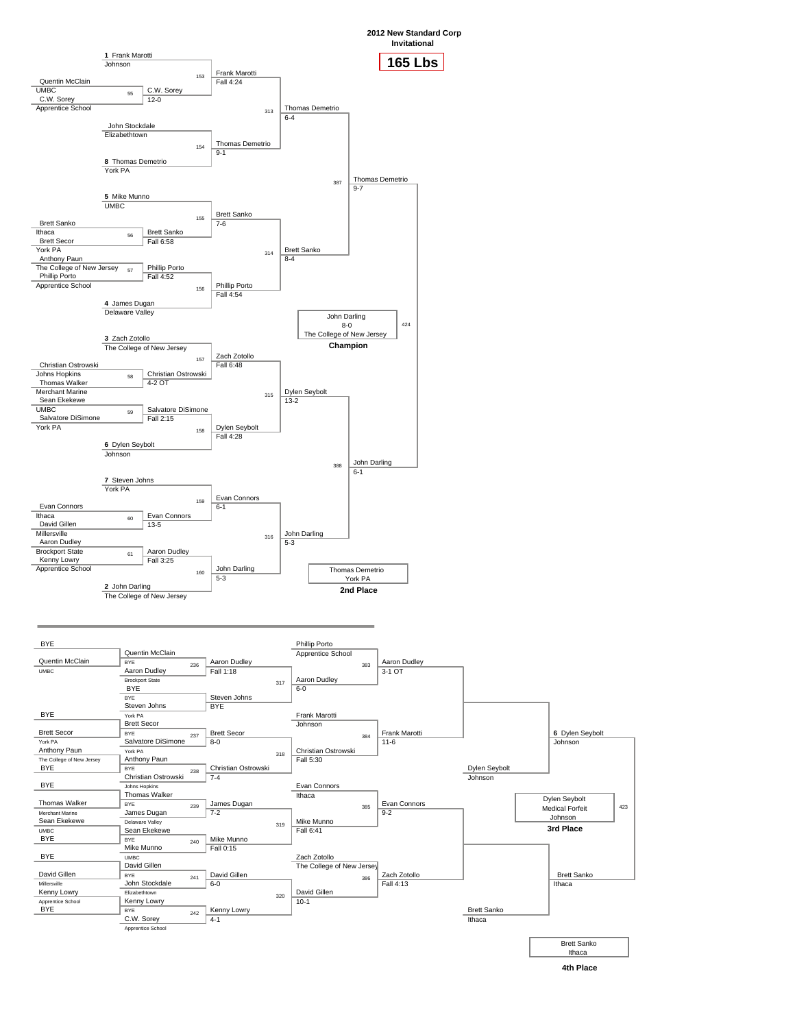# 2012 New Standard Corp Invitational

## 165 Lbs

### Championship Bracket

| Bout | Wrestler 1 | Wrestler 2 | Winner | Result |
|---|---|---|---|---|
| 55 | Quentin McClain (UMBC) | C.W. Sorey (Apprentice School) | C.W. Sorey | 12-0 |
| 56 | Brett Sanko (Ithaca) | Brett Secor (York PA) | Brett Sanko | Fall 6:58 |
| 57 | Anthony Paun (The College of New Jersey) | Phillip Porto (Apprentice School) | Phillip Porto | Fall 4:52 |
| 58 | Christian Ostrowski (Johns Hopkins) | Thomas Walker (Merchant Marine) | Christian Ostrowski | 4-2 OT |
| 59 | Sean Ekekewe (UMBC) | Salvatore DiSimone (York PA) | Salvatore DiSimone | Fall 2:15 |
| 60 | Evan Connors (Ithaca) | David Gillen (Millersville) | Evan Connors | 13-5 |
| 61 | Aaron Dudley (Brockport State) | Kenny Lowry (Apprentice School) | Aaron Dudley | Fall 3:25 |
| 153 | 1 Frank Marotti (Johnson) | C.W. Sorey | Frank Marotti | Fall 4:24 |
| 154 | John Stockdale (Elizabethtown) | 8 Thomas Demetrio (York PA) | Thomas Demetrio | 9-1 |
| 155 | 5 Mike Munno (UMBC) | Brett Sanko | Brett Sanko | 7-6 |
| 156 | Phillip Porto | 4 James Dugan (Delaware Valley) | Phillip Porto | Fall 4:54 |
| 157 | 3 Zach Zotollo (The College of New Jersey) | Christian Ostrowski | Zach Zotollo | Fall 6:48 |
| 158 | Salvatore DiSimone | 6 Dylen Seybolt (Johnson) | Dylen Seybolt | Fall 4:28 |
| 159 | 7 Steven Johns (York PA) | Evan Connors | Evan Connors | 6-1 |
| 160 | Aaron Dudley | 2 John Darling (The College of New Jersey) | John Darling | 5-3 |
| 313 | Frank Marotti | Thomas Demetrio | Thomas Demetrio | 6-4 |
| 314 | Brett Sanko | Phillip Porto | Brett Sanko | 8-4 |
| 315 | Zach Zotollo | Dylen Seybolt | Dylen Seybolt | 13-2 |
| 316 | Evan Connors | John Darling | John Darling | 5-3 |
| 387 | Thomas Demetrio | Brett Sanko | Thomas Demetrio | 9-7 |
| 388 | Dylen Seybolt | John Darling | John Darling | 6-1 |
| 424 | Thomas Demetrio | John Darling | John Darling | 8-0 |

**Champion:** John Darling, The College of New Jersey (8-0)

**2nd Place:** Thomas Demetrio, York PA

### Consolation Bracket

| Bout | Wrestler 1 | Wrestler 2 | Winner | Result |
|---|---|---|---|---|
| | BYE | Quentin McClain (UMBC) | Quentin McClain | |
| | BYE | Brett Secor (York PA) | Brett Secor | |
| | Anthony Paun (The College of New Jersey) | BYE | Anthony Paun | |
| | BYE | Thomas Walker (Merchant Marine) | Thomas Walker | |
| | Sean Ekekewe (UMBC) | BYE | Sean Ekekewe | |
| | BYE | David Gillen (Millersville) | David Gillen | |
| | Kenny Lowry (Apprentice School) | BYE | Kenny Lowry | |
| 236 | Quentin McClain | Aaron Dudley (Brockport State) | Aaron Dudley | Fall 1:18 |
| | BYE | Steven Johns (York PA) | Steven Johns | BYE |
| 237 | Brett Secor | Salvatore DiSimone (York PA) | Brett Secor | 8-0 |
| 238 | Anthony Paun | Christian Ostrowski (Johns Hopkins) | Christian Ostrowski | 7-4 |
| 239 | Thomas Walker | James Dugan (Delaware Valley) | James Dugan | 7-2 |
| 240 | Sean Ekekewe | Mike Munno (UMBC) | Mike Munno | Fall 0:15 |
| 241 | David Gillen | John Stockdale (Elizabethtown) | David Gillen | 6-0 |
| 242 | Kenny Lowry | C.W. Sorey (Apprentice School) | Kenny Lowry | 4-1 |
| 317 | Aaron Dudley | Steven Johns | Aaron Dudley | 6-0 |
| 318 | Brett Secor | Christian Ostrowski | Christian Ostrowski | Fall 5:30 |
| 319 | James Dugan | Mike Munno | Mike Munno | Fall 6:41 |
| 320 | David Gillen | Kenny Lowry | David Gillen | 10-1 |
| 383 | Phillip Porto (Apprentice School) | Aaron Dudley | Aaron Dudley | 3-1 OT |
| 384 | Frank Marotti (Johnson) | Christian Ostrowski | Frank Marotti | 11-6 |
| 385 | Evan Connors (Ithaca) | Mike Munno | Evan Connors | 9-2 |
| 386 | Zach Zotollo (The College of New Jersey) | David Gillen | Zach Zotollo | Fall 4:13 |
| | Aaron Dudley | Frank Marotti | Dylen Seybolt (Johnson) | |
| | Evan Connors | Zach Zotollo | Brett Sanko (Ithaca) | |
| 423 | 6 Dylen Seybolt (Johnson) | Brett Sanko (Ithaca) | Dylen Seybolt | Medical Forfeit |

**3rd Place:** Dylen Seybolt, Johnson (Medical Forfeit)

**4th Place:** Brett Sanko, Ithaca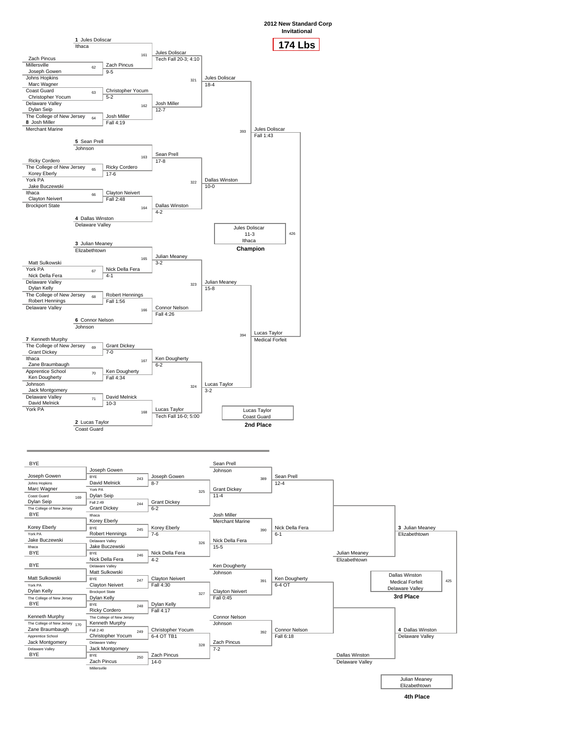# 2012 New Standard Corp Invitational

## 174 Lbs

### Championship Bracket

**First Round**

| Bout | Wrestler 1 | Wrestler 2 | Winner | Result |
|---|---|---|---|---|
| 161 | 1 Jules Doliscar (Ithaca) | Zach Pincus / Joseph Gowen winner | Jules Doliscar | Tech Fall 20-3; 4:10 |
| 62 | Zach Pincus (Millersville) | Joseph Gowen (Johns Hopkins) | Zach Pincus | 9-5 |
| 63 | Marc Wagner (Coast Guard) | Christopher Yocum (Delaware Valley) | Christopher Yocum | 5-2 |
| 64 | Dylan Seip (The College of New Jersey) | 8 Josh Miller (Merchant Marine) | Josh Miller | Fall 4:19 |
| 162 | Christopher Yocum | Josh Miller | Josh Miller | 12-7 |
| 163 | 5 Sean Prell (Johnson) | Ricky Cordero | Sean Prell | 17-8 |
| 65 | Ricky Cordero (The College of New Jersey) | Korey Eberly (York PA) | Ricky Cordero | 17-6 |
| 66 | Jake Buczewski (Ithaca) | Clayton Neivert (Brockport State) | Clayton Neivert | Fall 2:48 |
| 164 | Clayton Neivert | 4 Dallas Winston (Delaware Valley) | Dallas Winston | 4-2 |
| 165 | 3 Julian Meaney (Elizabethtown) | Nick Della Fera | Julian Meaney | 3-2 |
| 67 | Matt Sulkowski (York PA) | Nick Della Fera (Delaware Valley) | Nick Della Fera | 4-1 |
| 68 | Dylan Kelly (The College of New Jersey) | Robert Hennings (Delaware Valley) | Robert Hennings | Fall 1:56 |
| 166 | Robert Hennings | 6 Connor Nelson (Johnson) | Connor Nelson | Fall 4:26 |
| 69 | 7 Kenneth Murphy (The College of New Jersey) | Grant Dickey (Ithaca) | Grant Dickey | 7-0 |
| 70 | Zane Braumbaugh (Apprentice School) | Ken Dougherty (Johnson) | Ken Dougherty | Fall 4:34 |
| 167 | Grant Dickey | Ken Dougherty | Ken Dougherty | 6-2 |
| 71 | Jack Montgomery (Delaware Valley) | David Melnick (York PA) | David Melnick | 10-3 |
| 168 | David Melnick | 2 Lucas Taylor (Coast Guard) | Lucas Taylor | Tech Fall 16-0; 5:00 |

**Quarterfinals**

| Bout | Winner | Result |
|---|---|---|
| 321 | Jules Doliscar | 18-4 |
| 322 | Dallas Winston | 10-0 |
| 323 | Julian Meaney | 15-8 |
| 324 | Lucas Taylor | 3-2 |

**Semifinals**

| Bout | Winner | Result |
|---|---|---|
| 393 | Jules Doliscar | Fall 1:43 |
| 394 | Lucas Taylor | Medical Forfeit |

**Final (426)**

Jules Doliscar, 11-3, Ithaca — **Champion**

Lucas Taylor, Coast Guard — **2nd Place**

### Consolation Bracket

| Bout | Wrestler 1 | Wrestler 2 | Winner | Result |
|---|---|---|---|---|
| 169 | Dylan Seip (The College of New Jersey) | Marc Wagner (Coast Guard) | Dylan Seip | Fall 2:49 |
| 243 | BYE | Joseph Gowen (Johns Hopkins) | Joseph Gowen | BYE |
| 244 | Dylan Seip | Grant Dickey (Ithaca) | Grant Dickey | 6-2 |
| 325 | Joseph Gowen / David Melnick (York PA) | Grant Dickey | Grant Dickey | 11-4 |
| 245 | Korey Eberly (York PA) | Robert Hennings (Delaware Valley) | Korey Eberly | 7-6 |
| 246 | Jake Buczewski (Ithaca) | Nick Della Fera (Delaware Valley) | Nick Della Fera | 4-2 |
| 326 | Korey Eberly | Nick Della Fera | Nick Della Fera | 15-5 |
| 247 | Matt Sulkowski (York PA) | Clayton Neivert (Brockport State) | Clayton Neivert | Fall 4:30 |
| 248 | Dylan Kelly (The College of New Jersey) | Ricky Cordero (The College of New Jersey) | Dylan Kelly | Fall 4:17 |
| 327 | Clayton Neivert | Dylan Kelly | Clayton Neivert | Fall 0:45 |
| 170 | Kenneth Murphy (The College of New Jersey) | Zane Braumbaugh (Apprentice School) | Kenneth Murphy | Fall 2:40 |
| 249 | Kenneth Murphy | Christopher Yocum (Delaware Valley) | Christopher Yocum | 6-4 OT TB1 |
| 250 | Jack Montgomery (Delaware Valley) | Zach Pincus (Millersville) | Zach Pincus | 14-0 |
| 328 | Christopher Yocum | Zach Pincus | Zach Pincus | 7-2 |
| 389 | Sean Prell (Johnson) | Grant Dickey | Sean Prell | 12-4 |
| 390 | Josh Miller (Merchant Marine) | Nick Della Fera | Nick Della Fera | 6-1 |
| 391 | Ken Dougherty (Johnson) | Clayton Neivert | Ken Dougherty | 6-4 OT |
| 392 | Connor Nelson (Johnson) | Zach Pincus | Connor Nelson | Fall 6:18 |
| | Sean Prell | Nick Della Fera | Julian Meaney (Elizabethtown) | |
| | Ken Dougherty | Connor Nelson | Dallas Winston (Delaware Valley) | |

**3rd Place Match (425)**

3 Julian Meaney (Elizabethtown) vs. 4 Dallas Winston (Delaware Valley)

Dallas Winston, Medical Forfeit, Delaware Valley — **3rd Place**

Julian Meaney, Elizabethtown — **4th Place**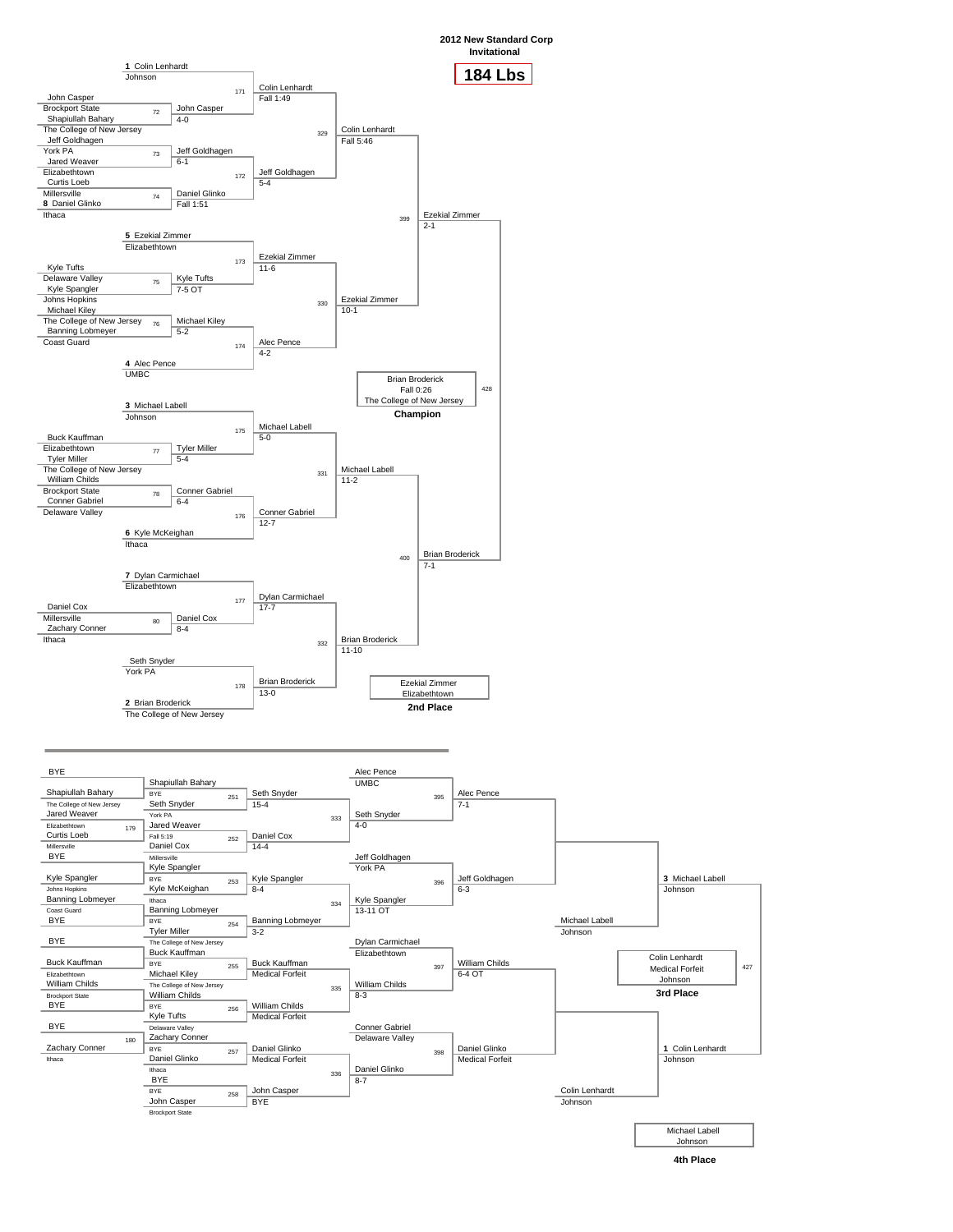# 2012 New Standard Corp Invitational

## 184 Lbs

### Championship Bracket

**First Round**

- Match 72: John Casper (Brockport State) vs Shapiullah Bahary (The College of New Jersey) — John Casper 4-0
- Match 73: Jeff Goldhagen (York PA) vs Jared Weaver (Elizabethtown) — Jeff Goldhagen 6-1
- Match 74: Curtis Loeb (Millersville) vs 8 Daniel Glinko (Ithaca) — Daniel Glinko Fall 1:51
- Match 75: Kyle Tufts (Delaware Valley) vs Kyle Spangler (Johns Hopkins) — Kyle Tufts 7-5 OT
- Match 76: Michael Kiley (The College of New Jersey) vs Banning Lobmeyer (Coast Guard) — Michael Kiley 5-2
- Match 77: Buck Kauffman (Elizabethtown) vs Tyler Miller (The College of New Jersey) — Tyler Miller 5-4
- Match 78: William Childs (Brockport State) vs Conner Gabriel (Delaware Valley) — Conner Gabriel 6-4
- Match 80: Daniel Cox (Millersville) vs Zachary Conner (Ithaca) — Daniel Cox 8-4

**Second Round**

- Match 171: 1 Colin Lenhardt (Johnson) vs John Casper — Colin Lenhardt Fall 1:49
- Match 172: Jeff Goldhagen vs Daniel Glinko — Jeff Goldhagen 5-4
- Match 173: 5 Ezekial Zimmer (Elizabethtown) vs Kyle Tufts — Ezekial Zimmer 11-6
- Match 174: Michael Kiley vs 4 Alec Pence (UMBC) — Alec Pence 4-2
- Match 175: 3 Michael Labell (Johnson) vs Tyler Miller — Michael Labell 5-0
- Match 176: Conner Gabriel vs 6 Kyle McKeighan (Ithaca) — Conner Gabriel 12-7
- Match 177: 7 Dylan Carmichael (Elizabethtown) vs Daniel Cox — Dylan Carmichael 17-7
- Match 178: Seth Snyder (York PA) vs 2 Brian Broderick (The College of New Jersey) — Brian Broderick 13-0

**Quarterfinals**

- Match 329: Colin Lenhardt Fall 5:46
- Match 330: Ezekial Zimmer 10-1
- Match 331: Michael Labell 11-2
- Match 332: Brian Broderick 11-10

**Semifinals**

- Match 399: Ezekial Zimmer 2-1
- Match 400: Brian Broderick 7-1

**Final**

- Match 428: Brian Broderick, Fall 0:26, The College of New Jersey — **Champion**
- Ezekial Zimmer, Elizabethtown — **2nd Place**

### Consolation Bracket

- Match 179: Jared Weaver (Elizabethtown) vs Curtis Loeb (Millersville) — Curtis Loeb Fall 5:19
- Match 180: BYE vs Zachary Conner (Ithaca) — Zachary Conner
- Match 251: Shapiullah Bahary vs Seth Snyder (York PA) — Seth Snyder 15-4
- Match 252: Curtis Loeb vs Daniel Cox (Millersville) — Daniel Cox 14-4
- Match 253: Kyle Spangler (Johns Hopkins) vs Kyle McKeighan (Ithaca) — Kyle Spangler 8-4
- Match 254: Banning Lobmeyer (Coast Guard) vs Tyler Miller (The College of New Jersey) — Banning Lobmeyer 3-2
- Match 255: Buck Kauffman (Elizabethtown) vs Michael Kiley (The College of New Jersey) — Buck Kauffman Medical Forfeit
- Match 256: William Childs (Brockport State) vs Kyle Tufts (Delaware Valley) — William Childs Medical Forfeit
- Match 257: Zachary Conner vs Daniel Glinko (Ithaca) — Daniel Glinko Medical Forfeit
- Match 258: BYE vs John Casper (Brockport State) — John Casper BYE
- Match 333: Seth Snyder vs Daniel Cox — Seth Snyder 4-0
- Match 334: Kyle Spangler vs Banning Lobmeyer — Kyle Spangler 13-11 OT
- Match 335: Buck Kauffman vs William Childs — William Childs 8-3
- Match 336: Daniel Glinko vs John Casper — Daniel Glinko 8-7
- Match 395: Alec Pence (UMBC) vs Seth Snyder — Alec Pence 7-1
- Match 396: Jeff Goldhagen (York PA) vs Kyle Spangler — Jeff Goldhagen 6-3
- Match 397: Dylan Carmichael (Elizabethtown) vs William Childs — William Childs 6-4 OT
- Match 398: Conner Gabriel (Delaware Valley) vs Daniel Glinko — Daniel Glinko Medical Forfeit
- Consolation Semifinals: Michael Labell (Johnson); Colin Lenhardt (Johnson)
- Match 427: 3 Michael Labell (Johnson) vs 1 Colin Lenhardt (Johnson) — Colin Lenhardt, Medical Forfeit, Johnson — **3rd Place**
- Michael Labell, Johnson — **4th Place**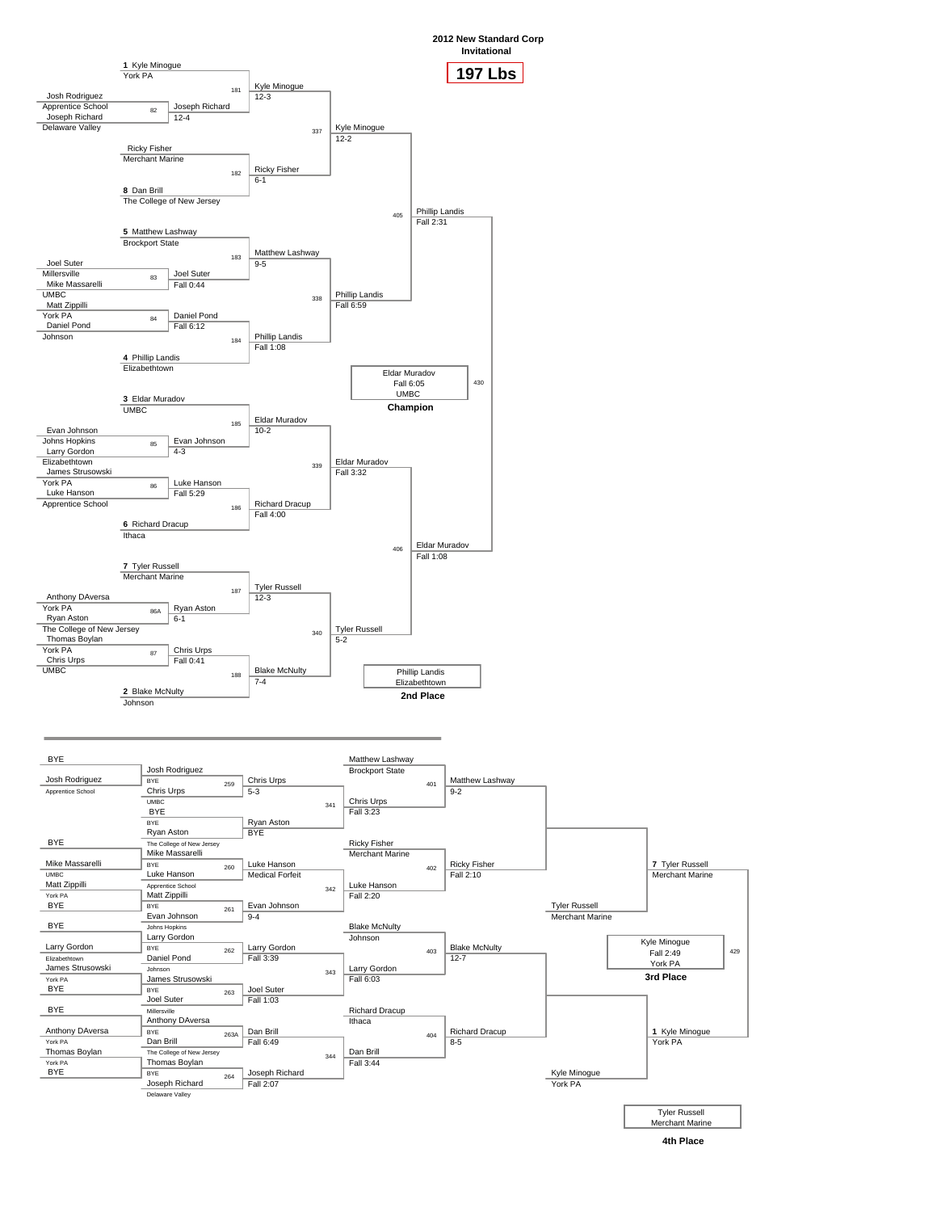# 2012 New Standard Corp Invitational

## 197 Lbs

### Championship Bracket

**First Round**

| Bout | Wrestler 1 | Wrestler 2 | Winner | Result |
|---|---|---|---|---|
| 82 | Josh Rodriguez (Apprentice School) | Joseph Richard (Delaware Valley) | Joseph Richard | 12-4 |
| 83 | Joel Suter (Millersville) | Mike Massarelli (UMBC) | Joel Suter | Fall 0:44 |
| 84 | Matt Zippilli (York PA) | Daniel Pond (Johnson) | Daniel Pond | Fall 6:12 |
| 85 | Evan Johnson (Johns Hopkins) | Larry Gordon (Elizabethtown) | Evan Johnson | 4-3 |
| 86 | James Strusowski (York PA) | Luke Hanson (Apprentice School) | Luke Hanson | Fall 5:29 |
| 86A | Anthony DAversa (York PA) | Ryan Aston (The College of New Jersey) | Ryan Aston | 6-1 |
| 87 | Thomas Boylan (York PA) | Chris Urps (UMBC) | Chris Urps | Fall 0:41 |

**Second Round**

| Bout | Wrestler 1 | Wrestler 2 | Winner | Result |
|---|---|---|---|---|
| 181 | 1 Kyle Minogue (York PA) | Joseph Richard | Kyle Minogue | 12-3 |
| 182 | Ricky Fisher (Merchant Marine) | 8 Dan Brill (The College of New Jersey) | Ricky Fisher | 6-1 |
| 183 | 5 Matthew Lashway (Brockport State) | Joel Suter | Matthew Lashway | 9-5 |
| 184 | Daniel Pond | 4 Phillip Landis (Elizabethtown) | Phillip Landis | Fall 1:08 |
| 185 | 3 Eldar Muradov (UMBC) | Evan Johnson | Eldar Muradov | 10-2 |
| 186 | Luke Hanson | 6 Richard Dracup (Ithaca) | Richard Dracup | Fall 4:00 |
| 187 | 7 Tyler Russell (Merchant Marine) | Ryan Aston | Tyler Russell | 12-3 |
| 188 | Chris Urps | 2 Blake McNulty (Johnson) | Blake McNulty | 7-4 |

**Quarterfinals**

| Bout | Winner | Result |
|---|---|---|
| 337 | Kyle Minogue | 12-2 |
| 338 | Phillip Landis | Fall 6:59 |
| 339 | Eldar Muradov | Fall 3:32 |
| 340 | Tyler Russell | 5-2 |

**Semifinals**

| Bout | Winner | Result |
|---|---|---|
| 405 | Phillip Landis | Fall 2:31 |
| 406 | Eldar Muradov | Fall 1:08 |

**Final (430)**

Eldar Muradov, Fall 6:05, UMBC — **Champion**

Phillip Landis, Elizabethtown — **2nd Place**

### Consolation Bracket

**Consolation First Round**

| Bout | Wrestler 1 | Wrestler 2 | Winner |
|---|---|---|---|
| | BYE | Josh Rodriguez (Apprentice School) | Josh Rodriguez |
| | BYE | Mike Massarelli (UMBC) | Mike Massarelli |
| | Matt Zippilli (York PA) | BYE | Matt Zippilli |
| | BYE | Larry Gordon (Elizabethtown) | Larry Gordon |
| | James Strusowski (York PA) | BYE | James Strusowski |
| | BYE | Anthony DAversa (York PA) | Anthony DAversa |
| | Thomas Boylan (York PA) | BYE | Thomas Boylan |

**Consolation Second Round**

| Bout | Wrestler 1 | Wrestler 2 | Winner | Result |
|---|---|---|---|---|
| 259 | Josh Rodriguez (BYE) | Chris Urps (UMBC) | Chris Urps | 5-3 |
| | BYE (BYE) | Ryan Aston (The College of New Jersey) | Ryan Aston | BYE |
| 260 | Mike Massarelli (BYE) | Luke Hanson (Apprentice School) | Luke Hanson | Medical Forfeit |
| 261 | Matt Zippilli (BYE) | Evan Johnson (Johns Hopkins) | Evan Johnson | 9-4 |
| 262 | Larry Gordon (BYE) | Daniel Pond (Johnson) | Larry Gordon | Fall 3:39 |
| 263 | James Strusowski (BYE) | Joel Suter (Millersville) | Joel Suter | Fall 1:03 |
| 263A | Anthony DAversa (BYE) | Dan Brill (The College of New Jersey) | Dan Brill | Fall 6:49 |
| 264 | Thomas Boylan (BYE) | Joseph Richard (Delaware Valley) | Joseph Richard | Fall 2:07 |

**Consolation Third Round**

| Bout | Winner | Result |
|---|---|---|
| 341 | Chris Urps | Fall 3:23 |
| 342 | Luke Hanson | Fall 2:20 |
| 343 | Larry Gordon | Fall 6:03 |
| 344 | Dan Brill | Fall 3:44 |

**Consolation Quarterfinals**

| Bout | Wrestler 1 | Wrestler 2 | Winner | Result |
|---|---|---|---|---|
| 401 | Matthew Lashway (Brockport State) | Chris Urps | Matthew Lashway | 9-2 |
| 402 | Ricky Fisher (Merchant Marine) | Luke Hanson | Ricky Fisher | Fall 2:10 |
| 403 | Blake McNulty (Johnson) | Larry Gordon | Blake McNulty | 12-7 |
| 404 | Richard Dracup (Ithaca) | Dan Brill | Richard Dracup | 8-5 |

**Consolation Semifinals**

Tyler Russell (Merchant Marine)

Kyle Minogue (York PA)

**3rd Place Bout (429)**

7 Tyler Russell (Merchant Marine) vs. 1 Kyle Minogue (York PA)

Kyle Minogue, Fall 2:49, York PA — **3rd Place**

Tyler Russell, Merchant Marine — **4th Place**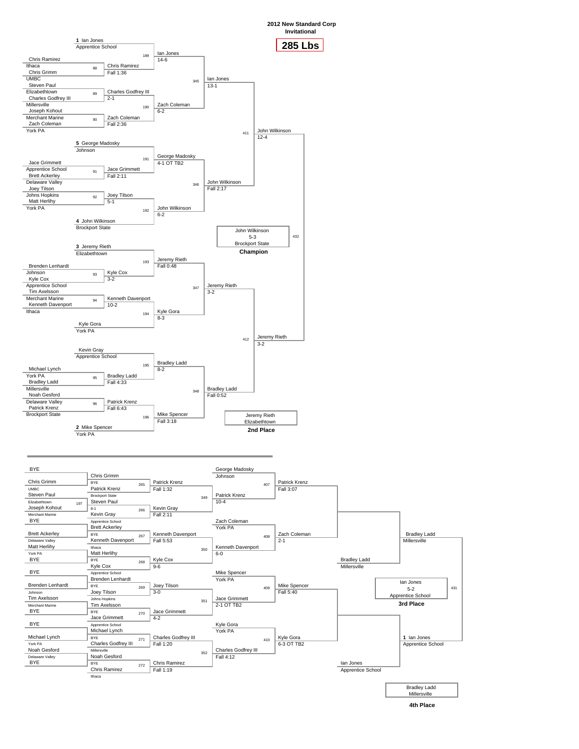**2012 New Standard Corp Invitational**

**285 Lbs**

## Championship Bracket

**First Round**

- 1 Ian Jones (Apprentice School) — bye (189)
- Bout 88: Chris Ramirez (Ithaca) vs Chris Grimm (UMBC) — Chris Ramirez, Fall 1:36
- Bout 89: Steven Paul (Elizabethtown) vs Charles Godfrey III (Millersville) — Charles Godfrey III, 2-1
- Bout 90: Joseph Kohout (Merchant Marine) vs Zach Coleman (York PA) — Zach Coleman, Fall 2:36
- 5 George Madosky (Johnson) — bye (191)
- Bout 91: Jace Grimmett (Apprentice School) vs Brett Ackerley (Delaware Valley) — Jace Grimmett, Fall 2:11
- Bout 92: Joey Tilson (Johns Hopkins) vs Matt Herlihy (York PA) — Joey Tilson, 5-1
- 4 John Wilkinson (Brockport State) — bye (192)
- 3 Jeremy Rieth (Elizabethtown) — bye (193)
- Bout 93: Brenden Lenhardt (Johnson) vs Kyle Cox (Apprentice School) — Kyle Cox, 3-2
- Bout 94: Tim Axelsson (Merchant Marine) vs Kenneth Davenport (Ithaca) — Kenneth Davenport, 10-2
- Kyle Gora (York PA) — bye (194)
- Kevin Gray (Apprentice School) — bye (195)
- Bout 95: Michael Lynch (York PA) vs Bradley Ladd (Millersville) — Bradley Ladd, Fall 4:33
- Bout 96: Noah Gesford (Delaware Valley) vs Patrick Krenz (Brockport State) — Patrick Krenz, Fall 6:43
- 2 Mike Spencer (York PA) — bye (196)

**Second Round**

- Bout 189: Ian Jones, 14-6
- Bout 190: Zach Coleman, 6-2
- Bout 191: George Madosky, 4-1 OT TB2
- Bout 192: John Wilkinson, 6-2
- Bout 193: Jeremy Rieth, Fall 0:48
- Bout 194: Kyle Gora, 8-3
- Bout 195: Bradley Ladd, 8-2
- Bout 196: Mike Spencer, Fall 3:18

**Quarterfinals**

- Bout 345: Ian Jones, 13-1
- Bout 346: John Wilkinson, Fall 2:17
- Bout 347: Jeremy Rieth, 3-2
- Bout 348: Bradley Ladd, Fall 0:52

**Semifinals**

- Bout 411: John Wilkinson, 12-4
- Bout 412: Jeremy Rieth, 3-2

**Final (Bout 432)**

John Wilkinson, 5-3, Brockport State — **Champion**

Jeremy Rieth, Elizabethtown — **2nd Place**

## Consolation Bracket

**First Round**

- Bout 265: BYE vs Chris Grimm (UMBC) — Chris Grimm
- Bout 197: Steven Paul (Elizabethtown) vs Joseph Kohout (Merchant Marine) — Steven Paul, 8-1
- Bout 266: BYE vs Steven Paul — Steven Paul
- Bout 267: Brett Ackerley (Delaware Valley) vs BYE — Brett Ackerley
- Bout 268: Matt Herlihy (York PA) vs BYE — Matt Herlihy
- Bout 269: BYE vs Brenden Lenhardt (Johnson) — Brenden Lenhardt
- Bout 270: Tim Axelsson (Merchant Marine) vs BYE — Tim Axelsson
- Bout 271: BYE vs Michael Lynch (York PA) — Michael Lynch
- Bout 272: Noah Gesford (Delaware Valley) vs BYE — Noah Gesford

**Second Round**

- Bout 265: Chris Grimm vs Patrick Krenz (Brockport State) — Patrick Krenz, Fall 1:32
- Bout 266: Steven Paul vs Kevin Gray (Apprentice School) — Kevin Gray, Fall 2:11
- Bout 267: Brett Ackerley vs Kenneth Davenport (Ithaca) — Kenneth Davenport, Fall 5:53
- Bout 268: Matt Herlihy vs Kyle Cox (Apprentice School) — Kyle Cox, 9-6
- Bout 269: Brenden Lenhardt vs Joey Tilson (Johns Hopkins) — Joey Tilson, 3-0
- Bout 270: Tim Axelsson vs Jace Grimmett (Apprentice School) — Jace Grimmett, 4-2
- Bout 271: Michael Lynch vs Charles Godfrey III (Millersville) — Charles Godfrey III, Fall 1:20
- Bout 272: Noah Gesford vs Chris Ramirez (Ithaca) — Chris Ramirez, Fall 1:19

**Third Round**

- Bout 349: Patrick Krenz, 10-4
- Bout 350: Kenneth Davenport, 6-0
- Bout 351: Jace Grimmett, 2-1 OT TB2
- Bout 352: Charles Godfrey III, Fall 4:12

**Fourth Round**

- Bout 407: George Madosky (Johnson) vs Patrick Krenz — Patrick Krenz, Fall 3:07
- Bout 408: Zach Coleman (York PA) vs Kenneth Davenport — Zach Coleman, 2-1
- Bout 409: Mike Spencer (York PA) vs Jace Grimmett — Mike Spencer, Fall 5:40
- Bout 410: Kyle Gora (York PA) vs Charles Godfrey III — Kyle Gora, 6-3 OT TB2

**Consolation Semifinals**

- Bradley Ladd (Millersville)
- Ian Jones (Apprentice School)

**Consolation Finals**

- Bradley Ladd (Millersville)
- 1 Ian Jones (Apprentice School)

**3rd Place (Bout 431)**

Ian Jones, 5-2, Apprentice School — **3rd Place**

Bradley Ladd, Millersville — **4th Place**